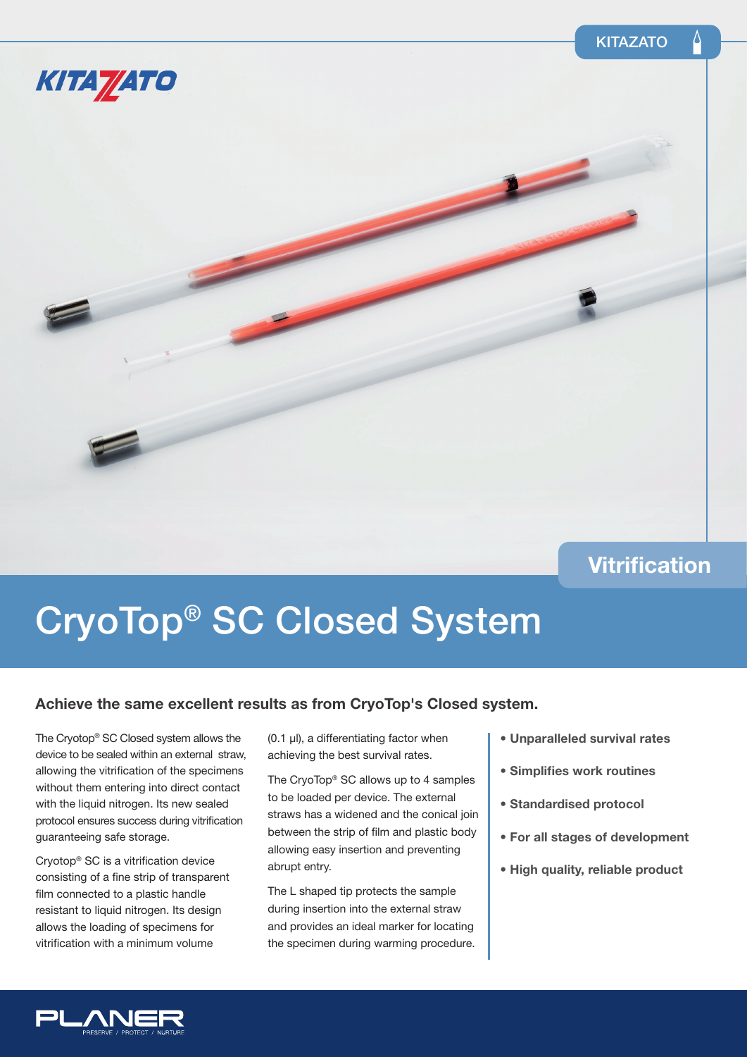# CryoTop® SC Closed System

Vitrification

### Achieve the same excellent results as from CryoTop's Closed system.

The Cryotop® SC Closed system allows the device to be sealed within an external straw, allowing the vitrification of the specimens without them entering into direct contact with the liquid nitrogen. Its new sealed protocol ensures success during vitrification guaranteeing safe storage.

Cryotop® SC is a vitrification device consisting of a fine strip of transparent film connected to a plastic handle resistant to liquid nitrogen. Its design allows the loading of specimens for vitrification with a minimum volume (0.1 µl), a differentiating factor when achieving the best survival rates.

The CryoTop® SC allows up to 4 samples to be loaded per device. The external straws has a widened and the conical join between the strip of film and plastic body allowing easy insertion and preventing abrupt entry.

The L shaped tip protects the sample during insertion into the external straw and provides an ideal marker for locating the specimen during warming procedure.

- **Unparalleled survival rates**
- **Simplifies work routines**
- **Standardised protocol**
- **For all stages of development**
- **High quality, reliable product**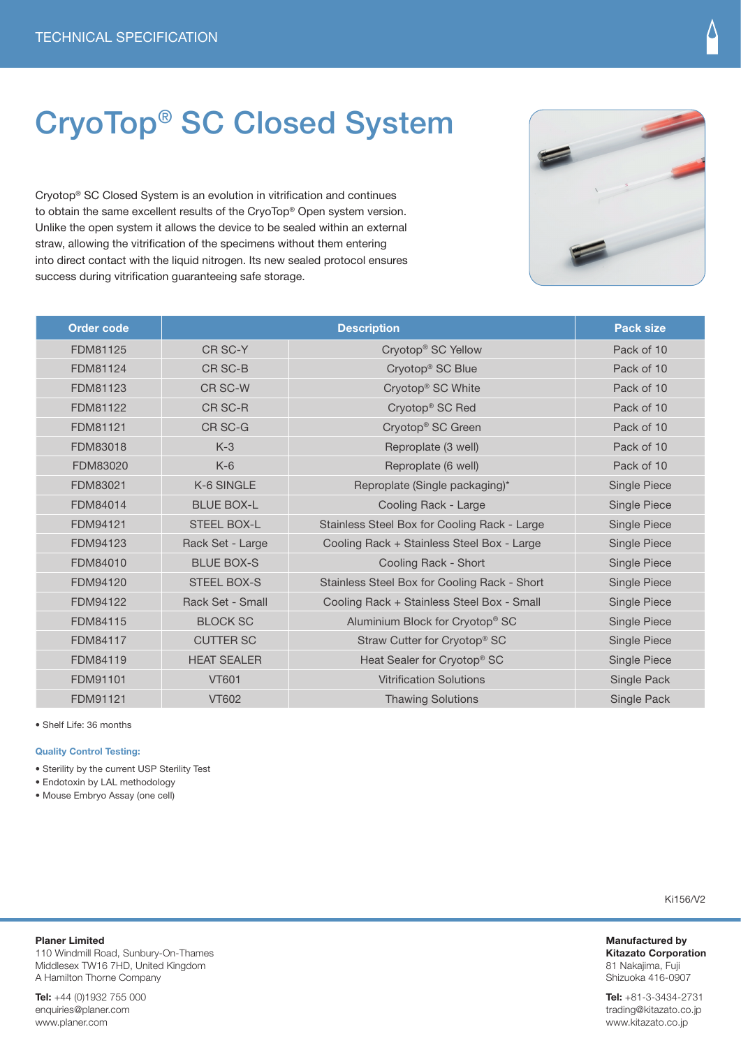TECHNICAL SPECIFICATION

# CryoTop® SC Closed System

Cryotop® SC Closed System is an evolution in vitrification and continues to obtain the same excellent results of the CryoTop® Open system version. Unlike the open system it allows the device to be sealed within an external straw, allowing the vitrification of the specimens without them entering into direct contact with the liquid nitrogen. Its new sealed protocol ensures success during vitrification guaranteeing safe storage.

| Order code | Description | | Pack size |
|---|---|---|---|
| FDM81125 | CR SC-Y | Cryotop® SC Yellow | Pack of 10 |
| FDM81124 | CR SC-B | Cryotop® SC Blue | Pack of 10 |
| FDM81123 | CR SC-W | Cryotop® SC White | Pack of 10 |
| FDM81122 | CR SC-R | Cryotop® SC Red | Pack of 10 |
| FDM81121 | CR SC-G | Cryotop® SC Green | Pack of 10 |
| FDM83018 | K-3 | Reproplate (3 well) | Pack of 10 |
| FDM83020 | K-6 | Reproplate (6 well) | Pack of 10 |
| FDM83021 | K-6 SINGLE | Reproplate (Single packaging)* | Single Piece |
| FDM84014 | BLUE BOX-L | Cooling Rack - Large | Single Piece |
| FDM94121 | STEEL BOX-L | Stainless Steel Box for Cooling Rack - Large | Single Piece |
| FDM94123 | Rack Set - Large | Cooling Rack + Stainless Steel Box - Large | Single Piece |
| FDM84010 | BLUE BOX-S | Cooling Rack - Short | Single Piece |
| FDM94120 | STEEL BOX-S | Stainless Steel Box for Cooling Rack - Short | Single Piece |
| FDM94122 | Rack Set - Small | Cooling Rack + Stainless Steel Box - Small | Single Piece |
| FDM84115 | BLOCK SC | Aluminium Block for Cryotop® SC | Single Piece |
| FDM84117 | CUTTER SC | Straw Cutter for Cryotop® SC | Single Piece |
| FDM84119 | HEAT SEALER | Heat Sealer for Cryotop® SC | Single Piece |
| FDM91101 | VT601 | Vitrification Solutions | Single Pack |
| FDM91121 | VT602 | Thawing Solutions | Single Pack |

- Shelf Life: 36 months

**Quality Control Testing:**

- Sterility by the current USP Sterility Test
- Endotoxin by LAL methodology
- Mouse Embryo Assay (one cell)

Ki156/V2

**Planer Limited**
110 Windmill Road, Sunbury-On-Thames
Middlesex TW16 7HD, United Kingdom
A Hamilton Thorne Company

**Tel:** +44 (0)1932 755 000
enquiries@planer.com
www.planer.com

**Manufactured by**
**Kitazato Corporation**
81 Nakajima, Fuji
Shizuoka 416-0907

**Tel:** +81-3-3434-2731
trading@kitazato.co.jp
www.kitazato.co.jp